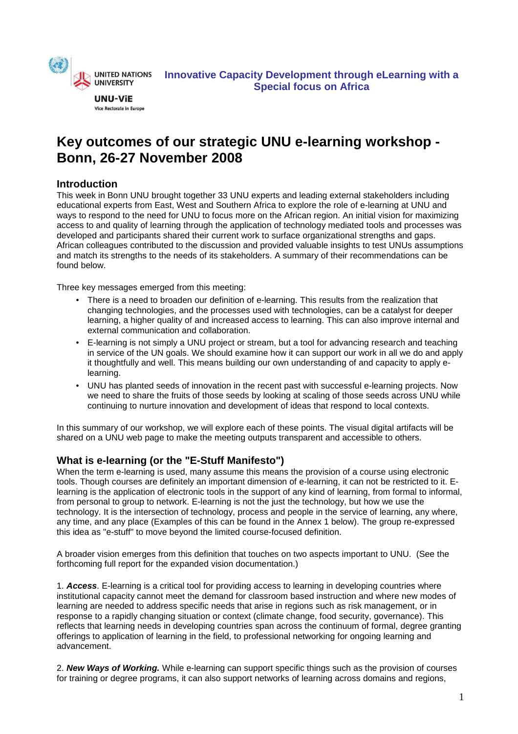UNITED NATIONS UNIVERSITY

UNU-ViE

Vice Rectorate in Europe

**Innovative Capacity Development through eLearning with a Special focus on Africa**

# Key outcomes of our strategic UNU e-learning workshop - Bonn, 26-27 November 2008

## Introduction

This week in Bonn UNU brought together 33 UNU experts and leading external stakeholders including educational experts from East, West and Southern Africa to explore the role of e-learning at UNU and ways to respond to the need for UNU to focus more on the African region. An initial vision for maximizing access to and quality of learning through the application of technology mediated tools and processes was developed and participants shared their current work to surface organizational strengths and gaps. African colleagues contributed to the discussion and provided valuable insights to test UNUs assumptions and match its strengths to the needs of its stakeholders. A summary of their recommendations can be found below.

Three key messages emerged from this meeting:

- There is a need to broaden our definition of e-learning. This results from the realization that changing technologies, and the processes used with technologies, can be a catalyst for deeper learning, a higher quality of and increased access to learning. This can also improve internal and external communication and collaboration.
- E-learning is not simply a UNU project or stream, but a tool for advancing research and teaching in service of the UN goals. We should examine how it can support our work in all we do and apply it thoughtfully and well. This means building our own understanding of and capacity to apply e-learning.
- UNU has planted seeds of innovation in the recent past with successful e-learning projects. Now we need to share the fruits of those seeds by looking at scaling of those seeds across UNU while continuing to nurture innovation and development of ideas that respond to local contexts.

In this summary of our workshop, we will explore each of these points. The visual digital artifacts will be shared on a UNU web page to make the meeting outputs transparent and accessible to others.

## What is e-learning (or the "E-Stuff Manifesto")

When the term e-learning is used, many assume this means the provision of a course using electronic tools. Though courses are definitely an important dimension of e-learning, it can not be restricted to it. E-learning is the application of electronic tools in the support of any kind of learning, from formal to informal, from personal to group to network. E-learning is not the just the technology, but how we use the technology. It is the intersection of technology, process and people in the service of learning, any where, any time, and any place (Examples of this can be found in the Annex 1 below). The group re-expressed this idea as "e-stuff" to move beyond the limited course-focused definition.

A broader vision emerges from this definition that touches on two aspects important to UNU. (See the forthcoming full report for the expanded vision documentation.)

1. ***Access***. E-learning is a critical tool for providing access to learning in developing countries where institutional capacity cannot meet the demand for classroom based instruction and where new modes of learning are needed to address specific needs that arise in regions such as risk management, or in response to a rapidly changing situation or context (climate change, food security, governance). This reflects that learning needs in developing countries span across the continuum of formal, degree granting offerings to application of learning in the field, to professional networking for ongoing learning and advancement.

2. ***New Ways of Working.*** While e-learning can support specific things such as the provision of courses for training or degree programs, it can also support networks of learning across domains and regions,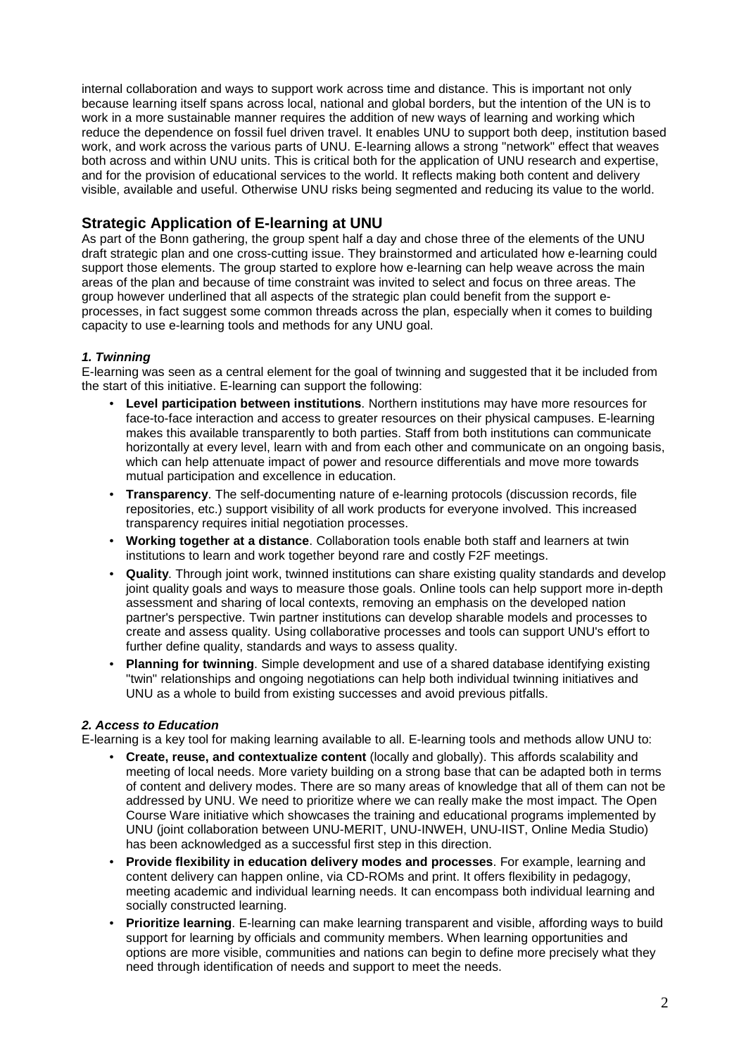internal collaboration and ways to support work across time and distance. This is important not only because learning itself spans across local, national and global borders, but the intention of the UN is to work in a more sustainable manner requires the addition of new ways of learning and working which reduce the dependence on fossil fuel driven travel. It enables UNU to support both deep, institution based work, and work across the various parts of UNU. E-learning allows a strong "network" effect that weaves both across and within UNU units. This is critical both for the application of UNU research and expertise, and for the provision of educational services to the world. It reflects making both content and delivery visible, available and useful. Otherwise UNU risks being segmented and reducing its value to the world.

## Strategic Application of E-learning at UNU

As part of the Bonn gathering, the group spent half a day and chose three of the elements of the UNU draft strategic plan and one cross-cutting issue. They brainstormed and articulated how e-learning could support those elements. The group started to explore how e-learning can help weave across the main areas of the plan and because of time constraint was invited to select and focus on three areas. The group however underlined that all aspects of the strategic plan could benefit from the support e-processes, in fact suggest some common threads across the plan, especially when it comes to building capacity to use e-learning tools and methods for any UNU goal.

### *1. Twinning*

E-learning was seen as a central element for the goal of twinning and suggested that it be included from the start of this initiative. E-learning can support the following:

- **Level participation between institutions**. Northern institutions may have more resources for face-to-face interaction and access to greater resources on their physical campuses. E-learning makes this available transparently to both parties. Staff from both institutions can communicate horizontally at every level, learn with and from each other and communicate on an ongoing basis, which can help attenuate impact of power and resource differentials and move more towards mutual participation and excellence in education.
- **Transparency**. The self-documenting nature of e-learning protocols (discussion records, file repositories, etc.) support visibility of all work products for everyone involved. This increased transparency requires initial negotiation processes.
- **Working together at a distance**. Collaboration tools enable both staff and learners at twin institutions to learn and work together beyond rare and costly F2F meetings.
- **Quality**. Through joint work, twinned institutions can share existing quality standards and develop joint quality goals and ways to measure those goals. Online tools can help support more in-depth assessment and sharing of local contexts, removing an emphasis on the developed nation partner's perspective. Twin partner institutions can develop sharable models and processes to create and assess quality. Using collaborative processes and tools can support UNU's effort to further define quality, standards and ways to assess quality.
- **Planning for twinning**. Simple development and use of a shared database identifying existing "twin" relationships and ongoing negotiations can help both individual twinning initiatives and UNU as a whole to build from existing successes and avoid previous pitfalls.

### *2. Access to Education*

E-learning is a key tool for making learning available to all. E-learning tools and methods allow UNU to:

- **Create, reuse, and contextualize content** (locally and globally). This affords scalability and meeting of local needs. More variety building on a strong base that can be adapted both in terms of content and delivery modes. There are so many areas of knowledge that all of them can not be addressed by UNU. We need to prioritize where we can really make the most impact. The Open Course Ware initiative which showcases the training and educational programs implemented by UNU (joint collaboration between UNU-MERIT, UNU-INWEH, UNU-IIST, Online Media Studio) has been acknowledged as a successful first step in this direction.
- **Provide flexibility in education delivery modes and processes**. For example, learning and content delivery can happen online, via CD-ROMs and print. It offers flexibility in pedagogy, meeting academic and individual learning needs. It can encompass both individual learning and socially constructed learning.
- **Prioritize learning**. E-learning can make learning transparent and visible, affording ways to build support for learning by officials and community members. When learning opportunities and options are more visible, communities and nations can begin to define more precisely what they need through identification of needs and support to meet the needs.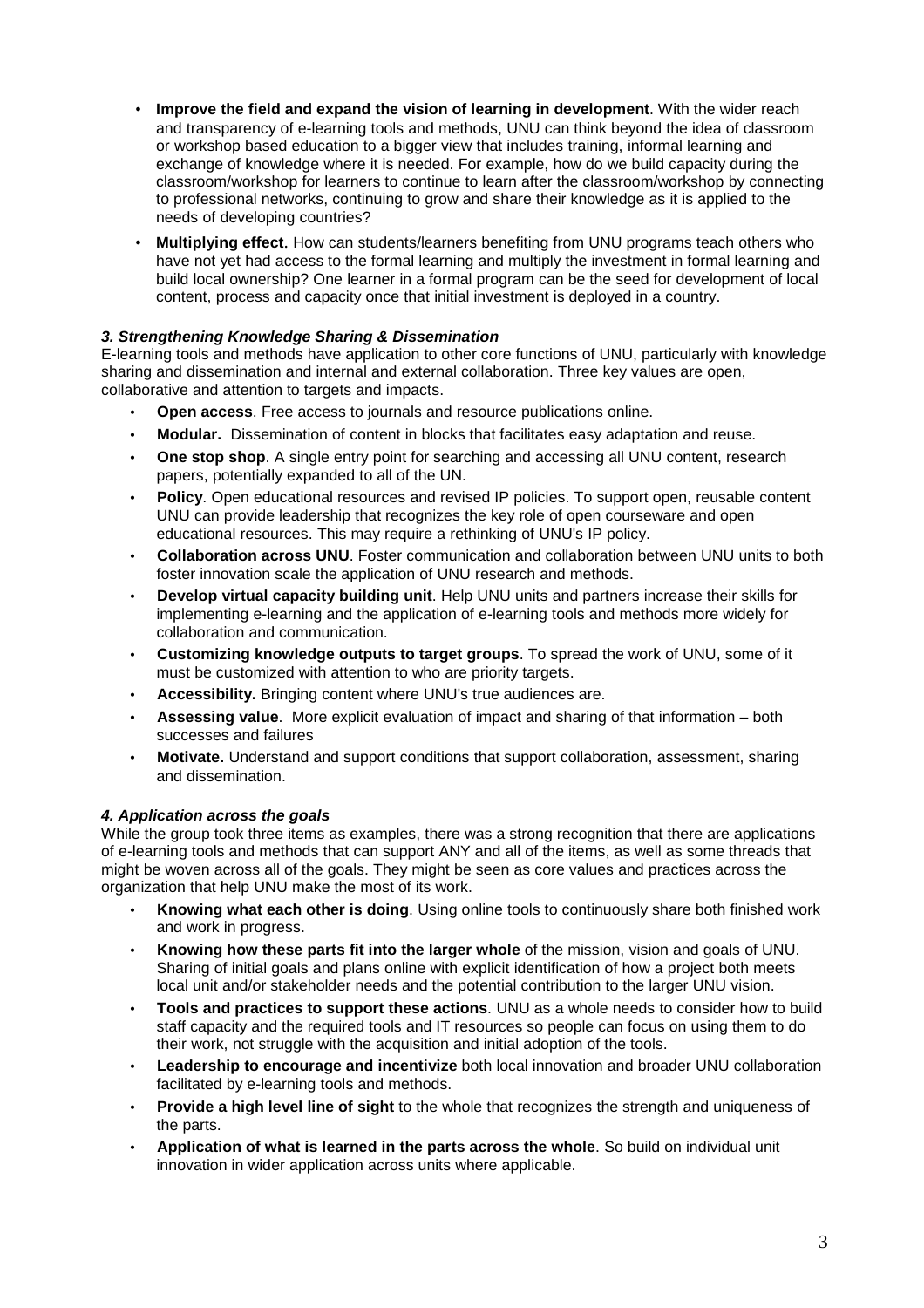- **Improve the field and expand the vision of learning in development**. With the wider reach and transparency of e-learning tools and methods, UNU can think beyond the idea of classroom or workshop based education to a bigger view that includes training, informal learning and exchange of knowledge where it is needed. For example, how do we build capacity during the classroom/workshop for learners to continue to learn after the classroom/workshop by connecting to professional networks, continuing to grow and share their knowledge as it is applied to the needs of developing countries?
- **Multiplying effect.** How can students/learners benefiting from UNU programs teach others who have not yet had access to the formal learning and multiply the investment in formal learning and build local ownership? One learner in a formal program can be the seed for development of local content, process and capacity once that initial investment is deployed in a country.

### *3. Strengthening Knowledge Sharing & Dissemination*

E-learning tools and methods have application to other core functions of UNU, particularly with knowledge sharing and dissemination and internal and external collaboration. Three key values are open, collaborative and attention to targets and impacts.

- **Open access**. Free access to journals and resource publications online.
- **Modular.** Dissemination of content in blocks that facilitates easy adaptation and reuse.
- **One stop shop**. A single entry point for searching and accessing all UNU content, research papers, potentially expanded to all of the UN.
- **Policy**. Open educational resources and revised IP policies. To support open, reusable content UNU can provide leadership that recognizes the key role of open courseware and open educational resources. This may require a rethinking of UNU's IP policy.
- **Collaboration across UNU**. Foster communication and collaboration between UNU units to both foster innovation scale the application of UNU research and methods.
- **Develop virtual capacity building unit**. Help UNU units and partners increase their skills for implementing e-learning and the application of e-learning tools and methods more widely for collaboration and communication.
- **Customizing knowledge outputs to target groups**. To spread the work of UNU, some of it must be customized with attention to who are priority targets.
- **Accessibility.** Bringing content where UNU's true audiences are.
- **Assessing value**. More explicit evaluation of impact and sharing of that information – both successes and failures
- **Motivate.** Understand and support conditions that support collaboration, assessment, sharing and dissemination.

### *4. Application across the goals*

While the group took three items as examples, there was a strong recognition that there are applications of e-learning tools and methods that can support ANY and all of the items, as well as some threads that might be woven across all of the goals. They might be seen as core values and practices across the organization that help UNU make the most of its work.

- **Knowing what each other is doing**. Using online tools to continuously share both finished work and work in progress.
- **Knowing how these parts fit into the larger whole** of the mission, vision and goals of UNU. Sharing of initial goals and plans online with explicit identification of how a project both meets local unit and/or stakeholder needs and the potential contribution to the larger UNU vision.
- **Tools and practices to support these actions**. UNU as a whole needs to consider how to build staff capacity and the required tools and IT resources so people can focus on using them to do their work, not struggle with the acquisition and initial adoption of the tools.
- **Leadership to encourage and incentivize** both local innovation and broader UNU collaboration facilitated by e-learning tools and methods.
- **Provide a high level line of sight** to the whole that recognizes the strength and uniqueness of the parts.
- **Application of what is learned in the parts across the whole**. So build on individual unit innovation in wider application across units where applicable.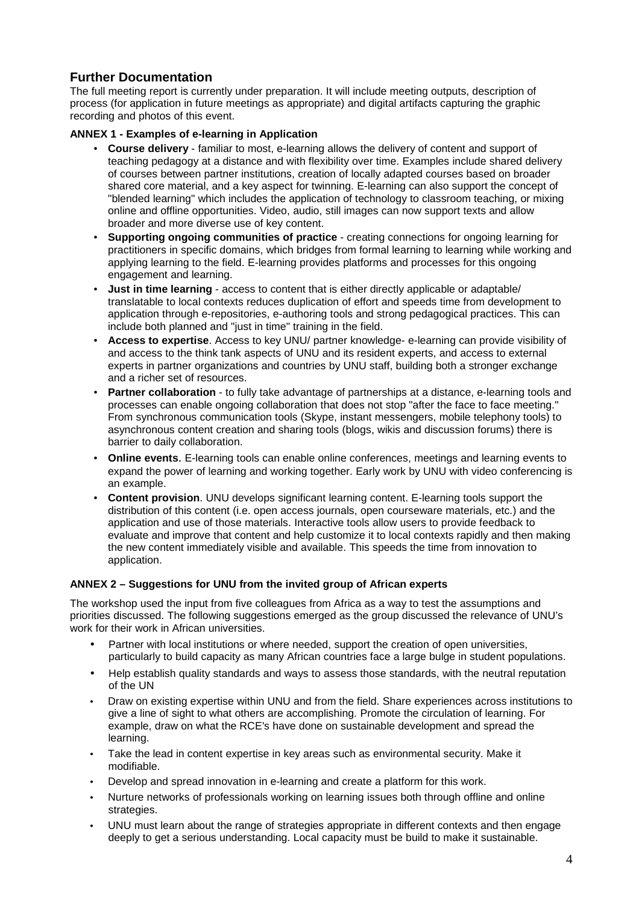## Further Documentation

The full meeting report is currently under preparation. It will include meeting outputs, description of process (for application in future meetings as appropriate) and digital artifacts capturing the graphic recording and photos of this event.

**ANNEX 1 - Examples of e-learning in Application**

- **Course delivery** - familiar to most, e-learning allows the delivery of content and support of teaching pedagogy at a distance and with flexibility over time. Examples include shared delivery of courses between partner institutions, creation of locally adapted courses based on broader shared core material, and a key aspect for twinning. E-learning can also support the concept of "blended learning" which includes the application of technology to classroom teaching, or mixing online and offline opportunities. Video, audio, still images can now support texts and allow broader and more diverse use of key content.
- **Supporting ongoing communities of practice** - creating connections for ongoing learning for practitioners in specific domains, which bridges from formal learning to learning while working and applying learning to the field. E-learning provides platforms and processes for this ongoing engagement and learning.
- **Just in time learning** - access to content that is either directly applicable or adaptable/ translatable to local contexts reduces duplication of effort and speeds time from development to application through e-repositories, e-authoring tools and strong pedagogical practices. This can include both planned and "just in time" training in the field.
- **Access to expertise**. Access to key UNU/ partner knowledge- e-learning can provide visibility of and access to the think tank aspects of UNU and its resident experts, and access to external experts in partner organizations and countries by UNU staff, building both a stronger exchange and a richer set of resources.
- **Partner collaboration** - to fully take advantage of partnerships at a distance, e-learning tools and processes can enable ongoing collaboration that does not stop "after the face to face meeting." From synchronous communication tools (Skype, instant messengers, mobile telephony tools) to asynchronous content creation and sharing tools (blogs, wikis and discussion forums) there is barrier to daily collaboration.
- **Online events.** E-learning tools can enable online conferences, meetings and learning events to expand the power of learning and working together. Early work by UNU with video conferencing is an example.
- **Content provision**. UNU develops significant learning content. E-learning tools support the distribution of this content (i.e. open access journals, open courseware materials, etc.) and the application and use of those materials. Interactive tools allow users to provide feedback to evaluate and improve that content and help customize it to local contexts rapidly and then making the new content immediately visible and available. This speeds the time from innovation to application.

**ANNEX 2 – Suggestions for UNU from the invited group of African experts**

The workshop used the input from five colleagues from Africa as a way to test the assumptions and priorities discussed. The following suggestions emerged as the group discussed the relevance of UNU's work for their work in African universities.

- Partner with local institutions or where needed, support the creation of open universities, particularly to build capacity as many African countries face a large bulge in student populations.
- Help establish quality standards and ways to assess those standards, with the neutral reputation of the UN
- Draw on existing expertise within UNU and from the field. Share experiences across institutions to give a line of sight to what others are accomplishing. Promote the circulation of learning. For example, draw on what the RCE's have done on sustainable development and spread the learning.
- Take the lead in content expertise in key areas such as environmental security. Make it modifiable.
- Develop and spread innovation in e-learning and create a platform for this work.
- Nurture networks of professionals working on learning issues both through offline and online strategies.
- UNU must learn about the range of strategies appropriate in different contexts and then engage deeply to get a serious understanding. Local capacity must be build to make it sustainable.